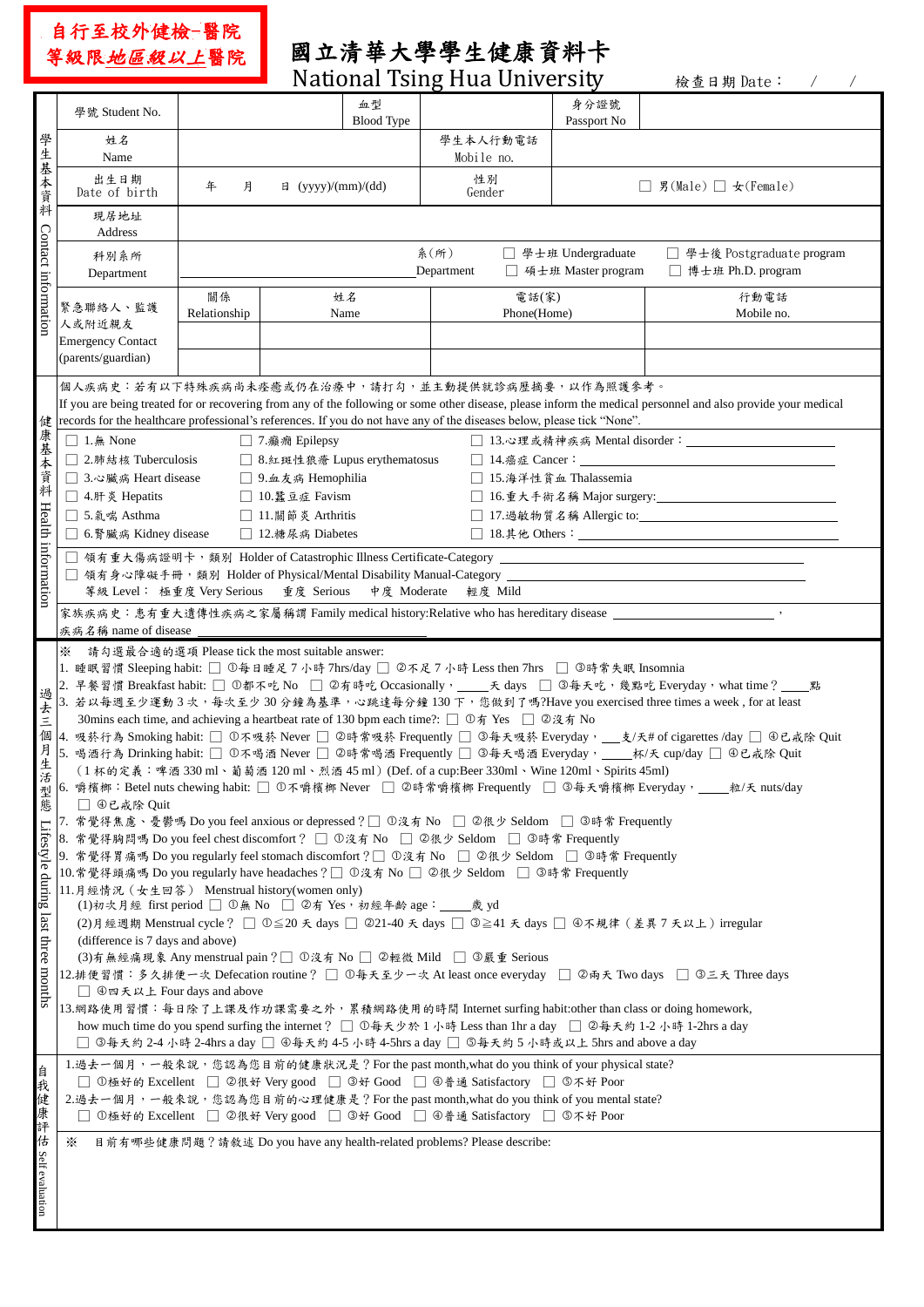**自行至校外健檢-醫院等級限地區級以上醫院**

# 國立清華大學學生健康資料卡
# National Tsing Hua University

檢查日期 Date：　/　/

## 學生基本資料 Contact information

| 學號 Student No. | | 血型 Blood Type | | 身分證號 Passport No | |
|---|---|---|---|---|---|
| 姓名 Name | | | 學生本人行動電話 Mobile no. | | |
| 出生日期 Date of birth | 年　月　日 (yyyy)/(mm)/(dd) | | 性別 Gender | ☐ 男(Male) ☐ 女(Female) | |
| 現居地址 Address | | | | | |
| 科別系所 Department | 系(所) Department | | ☐ 學士班 Undergraduate ☐ 碩士班 Master program | ☐ 學士後 Postgraduate program ☐ 博士班 Ph.D. program | |

| 緊急聯絡人、監護人或附近親友 Emergency Contact (parents/guardian) | 關係 Relationship | 姓名 Name | 電話(家) Phone(Home) | 行動電話 Mobile no. |
|---|---|---|---|---|
| | | | | |
| | | | | |

## 健康基本資料 Health information

個人疾病史：若有以下特殊疾病尚未痊癒或仍在治療中，請打勾，並主動提供就診病歷摘要，以作為照護參考。
If you are being treated for or recovering from any of the following or some other disease, please inform the medical personnel and also provide your medical records for the healthcare professional's references. If you do not have any of the diseases below, please tick "None".

| | | |
|---|---|---|
| ☐ 1.無 None | ☐ 7.癲癇 Epilepsy | ☐ 13.心理或精神疾病 Mental disorder：________ |
| ☐ 2.肺結核 Tuberculosis | ☐ 8.紅斑性狼瘡 Lupus erythematosus | ☐ 14.癌症 Cancer：________ |
| ☐ 3.心臟病 Heart disease | ☐ 9.血友病 Hemophilia | ☐ 15.海洋性貧血 Thalassemia |
| ☐ 4.肝炎 Hepatits | ☐ 10.蠶豆症 Favism | ☐ 16.重大手術名稱 Major surgery:________ |
| ☐ 5.氣喘 Asthma | ☐ 11.關節炎 Arthritis | ☐ 17.過敏物質名稱 Allergic to:________ |
| ☐ 6.腎臟病 Kidney disease | ☐ 12.糖尿病 Diabetes | ☐ 18.其他 Others：________ |

☐ 領有重大傷病證明卡，類別 Holder of Catastrophic Illness Certificate-Category ________
☐ 領有身心障礙手冊，類別 Holder of Physical/Mental Disability Manual-Category ________
等級 Level： 極重度 Very Serious　重度 Serious　中度 Moderate　輕度 Mild

家族疾病史：患有重大遺傳性疾病之家屬稱謂 Family medical history:Relative who has hereditary disease ________，疾病名稱 name of disease

## 過去三個月生活型態 Lifestyle during last three months

※　請勾選最合適的選項 Please tick the most suitable answer:

1. 睡眠習慣 Sleeping habit: ☐ ①每日睡足 7 小時 7hrs/day ☐ ②不足 7 小時 Less then 7hrs ☐ ③時常失眠 Insomnia
2. 早餐習慣 Breakfast habit: ☐ ①都不吃 No ☐ ②有時吃 Occasionally，____天 days ☐ ③每天吃，幾點吃 Everyday，what time？____點
3. 若以每週至少運動 3 次，每次至少 30 分鐘為基準，心跳達每分鐘 130 下，您做到了嗎?Have you exercised three times a week , for at least 30mins each time, and achieving a heartbeat rate of 130 bpm each time?: ☐ ①有 Yes ☐ ②沒有 No
4. 吸菸行為 Smoking habit: ☐ ①不吸菸 Never ☐ ②時常吸菸 Frequently ☐ ③每天吸菸 Everyday，___支/天# of cigarettes /day ☐ ④已戒除 Quit
5. 喝酒行為 Drinking habit: ☐ ①不喝酒 Never ☐ ②時常喝酒 Frequently ☐ ③每天喝酒 Everyday，____杯/天 cup/day ☐ ④已戒除 Quit
   （1 杯的定義：啤酒 330 ml、葡萄酒 120 ml、烈酒 45 ml）(Def. of a cup:Beer 330ml、Wine 120ml、Spirits 45ml)
6. 嚼檳榔：Betel nuts chewing habit: ☐ ①不嚼檳榔 Never ☐ ②時常嚼檳榔 Frequently ☐ ③每天嚼檳榔 Everyday，____粒/天 nuts/day ☐ ④已戒除 Quit
7. 常覺得焦慮、憂鬱嗎 Do you feel anxious or depressed？☐ ①沒有 No ☐ ②很少 Seldom ☐ ③時常 Frequently
8. 常覺得胸悶嗎 Do you feel chest discomfort？ ☐ ①沒有 No ☐ ②很少 Seldom ☐ ③時常 Frequently
9. 常覺得胃痛嗎 Do you regularly feel stomach discomfort？☐ ①沒有 No ☐ ②很少 Seldom ☐ ③時常 Frequently
10. 常覺得頭痛嗎 Do you regularly have headaches？☐ ①沒有 No ☐ ②很少 Seldom ☐ ③時常 Frequently
11. 月經情況（女生回答） Menstrual history(women only)
    (1)初次月經 first period ☐ ①無 No ☐ ②有 Yes，初經年齡 age：____歲 yd
    (2)月經週期 Menstrual cycle？ ☐ ①≦20 天 days ☐ ②21-40 天 days ☐ ③≧41 天 days ☐ ④不規律（差異 7 天以上）irregular (difference is 7 days and above)
    (3)有無經痛現象 Any menstrual pain？☐ ①沒有 No ☐ ②輕微 Mild ☐ ③嚴重 Serious
12. 排便習慣：多久排便一次 Defecation routine？ ☐ ①每天至少一次 At least once everyday ☐ ②兩天 Two days ☐ ③三天 Three days ☐ ④四天以上 Four days and above
13. 網路使用習慣：每日除了上課及作功課需要之外，累積網路使用的時間 Internet surfing habit:other than class or doing homework, how much time do you spend surfing the internet？ ☐ ①每天少於 1 小時 Less than 1hr a day ☐ ②每天約 1-2 小時 1-2hrs a day ☐ ③每天約 2-4 小時 2-4hrs a day ☐ ④每天約 4-5 小時 4-5hrs a day ☐ ⑤每天約 5 小時或以上 5hrs and above a day

## 自我健康評估 Self evaluation

1. 過去一個月，一般來說，您認為您目前的健康狀況是？For the past month,what do you think of your physical state?
   ☐ ①極好的 Excellent ☐ ②很好 Very good ☐ ③好 Good ☐ ④普通 Satisfactory ☐ ⑤不好 Poor
2. 過去一個月，一般來說，您認為您目前的心理健康是？For the past month,what do you think of your mental state?
   ☐ ①極好的 Excellent ☐ ②很好 Very good ☐ ③好 Good ☐ ④普通 Satisfactory ☐ ⑤不好 Poor

※　目前有哪些健康問題？請敘述 Do you have any health-related problems? Please describe: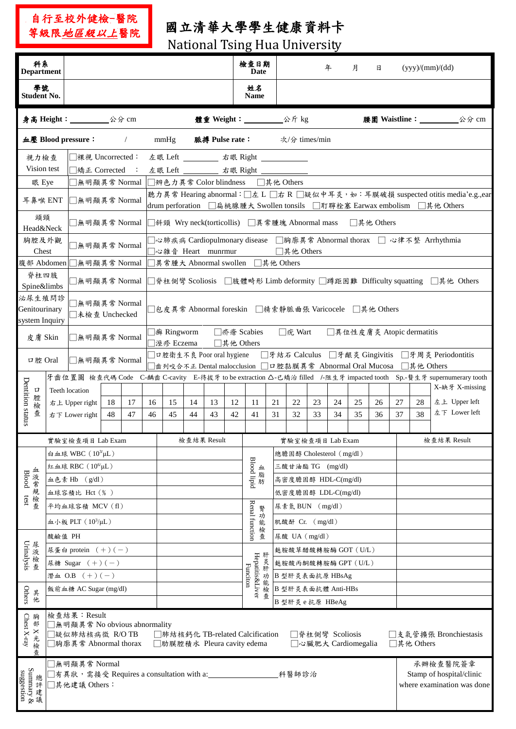自行至校外健檢-醫院等級限**地區級以上**醫院

# 國立清華大學學生健康資料卡

## National Tsing Hua University

| | | | |
|---|---|---|---|
| **科系 Department** | | **檢查日期 Date** | 年　月　日　(yyy)/(mm)/(dd) |
| **學號 Student No.** | | **姓名 Name** | |

**身高 Height：**＿＿＿＿＿公分 cm　　**體重 Weight：**＿＿＿＿＿公斤 kg　　**腰圍 Waistline：**＿＿＿＿＿公分 cm

**血壓 Blood pressure：**　　/　　mmHg　　**脈搏 Pulse rate：**　　次/分 times/min

| | | |
|---|---|---|
| 視力檢查 Vision test | □裸視 Uncorrected： 左眼 Left ＿＿＿ 右眼 Right ＿＿＿<br>□矯正 Corrected　： 左眼 Left ＿＿＿ 右眼 Right ＿＿＿ | |
| 眼 Eye | □無明顯異常 Normal | □辨色力異常 Color blindness　□其他 Others |
| 耳鼻喉 ENT | □無明顯異常 Normal | 聽力異常 Hearing abnormal：□左 L □右 R □疑似中耳炎，如：耳膜破損 suspected otitis media'e.g.,ear drum perforation □扁桃腺腫大 Swollen tonsils □耵聹栓塞 Earwax embolism □其他 Others |
| 頭頸 Head&Neck | □無明顯異常 Normal | □斜頸 Wry neck(torticollis)　□異常腫塊 Abnormal mass　□其他 Others |
| 胸腔及外觀 Chest | □無明顯異常 Normal | □心肺疾病 Cardiopulmonary disease　□胸廓異常 Abnormal thorax　□心律不整 Arrhythmia<br>□心雜音 Heart munrmur　□其他 Others |
| 腹部 Abdomen | □無明顯異常 Normal | □異常腫大 Abnormal swollen　□其他 Others |
| 脊柱四肢 Spine&limbs | □無明顯異常 Normal | □脊柱側彎 Scoliosis　□肢體畸形 Limb deformity □蹲距困難 Difficulty squatting　□其他 Others |
| 泌尿生殖問診 Genitourinary system Inquiry | □無明顯異常 Normal<br>□未檢查 Unchecked | □包皮異常 Abnormal foreskin　□精索靜脈曲張 Varicocele　□其他 Others |
| 皮膚 Skin | □無明顯異常 Normal | □癬 Ringworm　□疥瘡 Scabies　□疣 Wart　□異位性皮膚炎 Atopic dermatitis<br>□溼疹 Eczema　□其他 Others |
| 口腔 Oral | □無明顯異常 Normal | □口腔衛生不良 Poor oral hygiene　□牙結石 Calculus　□牙齦炎 Gingivitis　□牙周炎 Periodontitis<br>□齒列咬合不正 Dental malocclusion　□口腔黏膜異常 Abnormal Oral Mucosa　□其他 Others |

口腔檢查 Dentition status

牙齒位置圖　檢查代碼 Code　C-齲齒 C-cavity　E-待拔牙 to be extraction　△-已矯治 filled　/-阻生牙 impacted tooth　Sp.-贅生牙 supernumerary tooth　X-缺牙 X-missing

| Teeth location | | | | | | | | | | | | | | | | | |
|---|---|---|---|---|---|---|---|---|---|---|---|---|---|---|---|---|---|
| 右上 Upper right | 18 | 17 | 16 | 15 | 14 | 13 | 12 | 11 | 21 | 22 | 23 | 24 | 25 | 26 | 27 | 28 | 左上 Upper left |
| 右下 Lower right | 48 | 47 | 46 | 45 | 44 | 43 | 42 | 41 | 31 | 32 | 33 | 34 | 35 | 36 | 37 | 38 | 左下 Lower left |
| | | | | | | | | | | | | | | | | | |

| | 實驗室檢查項目 Lab Exam | 檢查結果 Result | | 實驗室檢查項目 Lab Exam | 檢查結果 Result |
|---|---|---|---|---|---|
| 血液常規檢查 Blood test | 白血球 WBC（$10^3$/μL） | | 血脂肪 Blood lipid | 總膽固醇 Cholesterol（mg/dl） | |
| | 紅血球 RBC（$10^6$/μL） | | | 三酸甘油酯 TG　(mg/dl) | |
| | 血色素 Hb　(g/dl) | | | 高密度膽固醇 HDL-C(mg/dl) | |
| | 血球容積比 Hct（%） | | | 低密度膽固醇 LDL-C(mg/dl) | |
| | 平均血球容積 MCV（fl） | | 腎功能檢查 Renal function | 尿素氮 BUN　(mg/dl） | |
| | 血小板 PLT（$10^3$/μL） | | | 肌酸酐 Cr.　(mg/dl） | |
| 尿液檢查 Urinalysis | 酸鹼值 PH | | | 尿酸 UA（mg/dl） | |
| | 尿蛋白 protein　(＋)(－) | | 肝炎肝功能檢查 Hepatitis&Liver Function | 麩胺酸草醋酸轉胺酶 GOT（U/L） | |
| | 尿糖 Sugar　(＋)(－) | | | 麩胺酸丙酮酸轉胺酶 GPT（U/L） | |
| | 潛血 O.B　(＋)(－) | | | B 型肝炎表面抗原 HBsAg | |
| 其他 Others | 飯前血糖 AC Sugar (mg/dl) | | | B 型肝炎表面抗體 Anti-HBs | |
| | | | | B 型肝炎 e 抗原 HBeAg | |

**胸部X光檢查 Chest X-ray**

檢查結果：Result

□無明顯異常 No obvious abnormality
□疑似肺結核病徵 R/O TB　□肺結核鈣化 TB-related Calcification　□脊柱側彎 Scoliosis　□支氣管擴張 Bronchiestasis
□胸廓異常 Abnormal thorax　□肋膜腔積水 Pleura cavity edema　□心臟肥大 Cardiomegalia　□其他 Others

**總評建議 Summary & suggestion**

□無明顯異常 Normal
□有異狀，需接受 Requires a consultation with a:＿＿＿＿＿＿＿＿＿＿科醫師診治
□其他建議 Others：

承辦檢查醫院簽章 Stamp of hospital/clinic where examination was done